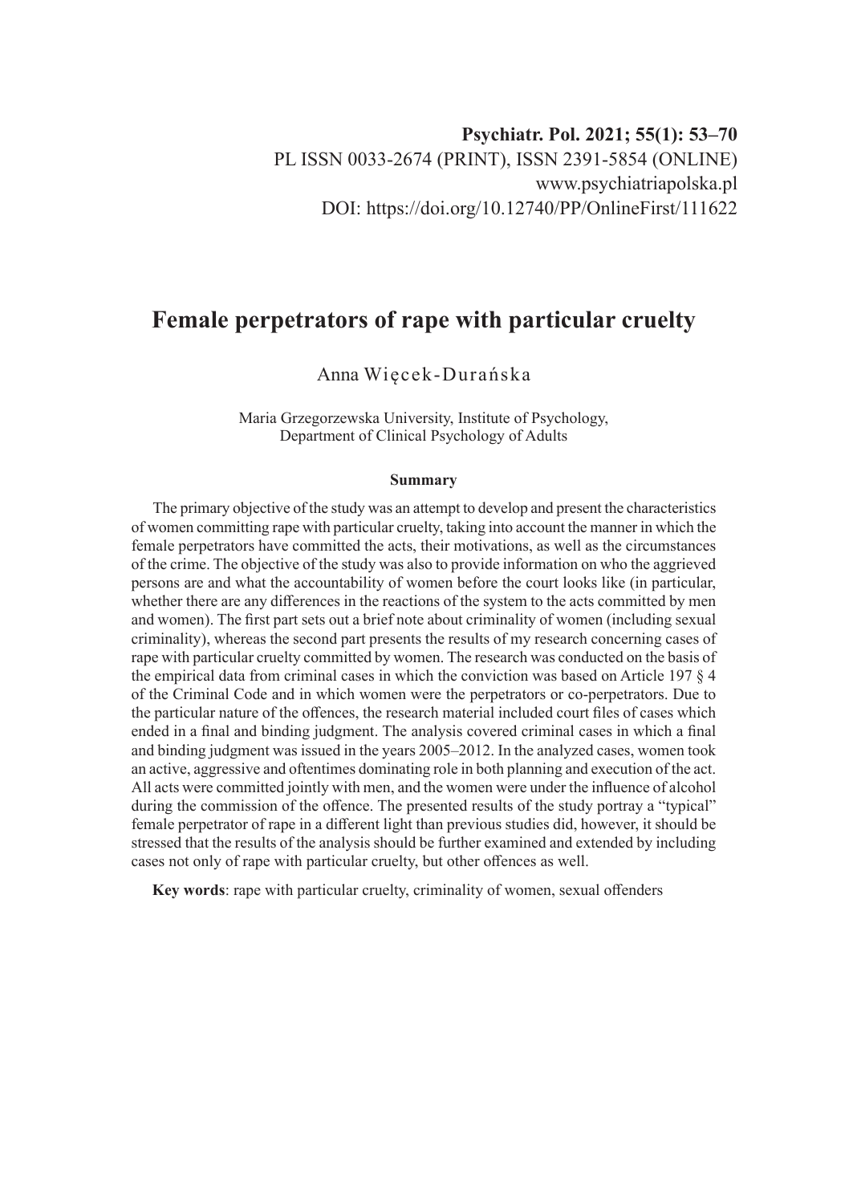**Psychiatr. Pol. 2021; 55(1): 53–70**
PL ISSN 0033-2674 (PRINT), ISSN 2391-5854 (ONLINE)
www.psychiatriapolska.pl
DOI: https://doi.org/10.12740/PP/OnlineFirst/111622

# Female perpetrators of rape with particular cruelty

Anna Więcek-Durańska

Maria Grzegorzewska University, Institute of Psychology,
Department of Clinical Psychology of Adults

### Summary

The primary objective of the study was an attempt to develop and present the characteristics of women committing rape with particular cruelty, taking into account the manner in which the female perpetrators have committed the acts, their motivations, as well as the circumstances of the crime. The objective of the study was also to provide information on who the aggrieved persons are and what the accountability of women before the court looks like (in particular, whether there are any differences in the reactions of the system to the acts committed by men and women). The first part sets out a brief note about criminality of women (including sexual criminality), whereas the second part presents the results of my research concerning cases of rape with particular cruelty committed by women. The research was conducted on the basis of the empirical data from criminal cases in which the conviction was based on Article 197 § 4 of the Criminal Code and in which women were the perpetrators or co-perpetrators. Due to the particular nature of the offences, the research material included court files of cases which ended in a final and binding judgment. The analysis covered criminal cases in which a final and binding judgment was issued in the years 2005–2012. In the analyzed cases, women took an active, aggressive and oftentimes dominating role in both planning and execution of the act. All acts were committed jointly with men, and the women were under the influence of alcohol during the commission of the offence. The presented results of the study portray a "typical" female perpetrator of rape in a different light than previous studies did, however, it should be stressed that the results of the analysis should be further examined and extended by including cases not only of rape with particular cruelty, but other offences as well.

**Key words**: rape with particular cruelty, criminality of women, sexual offenders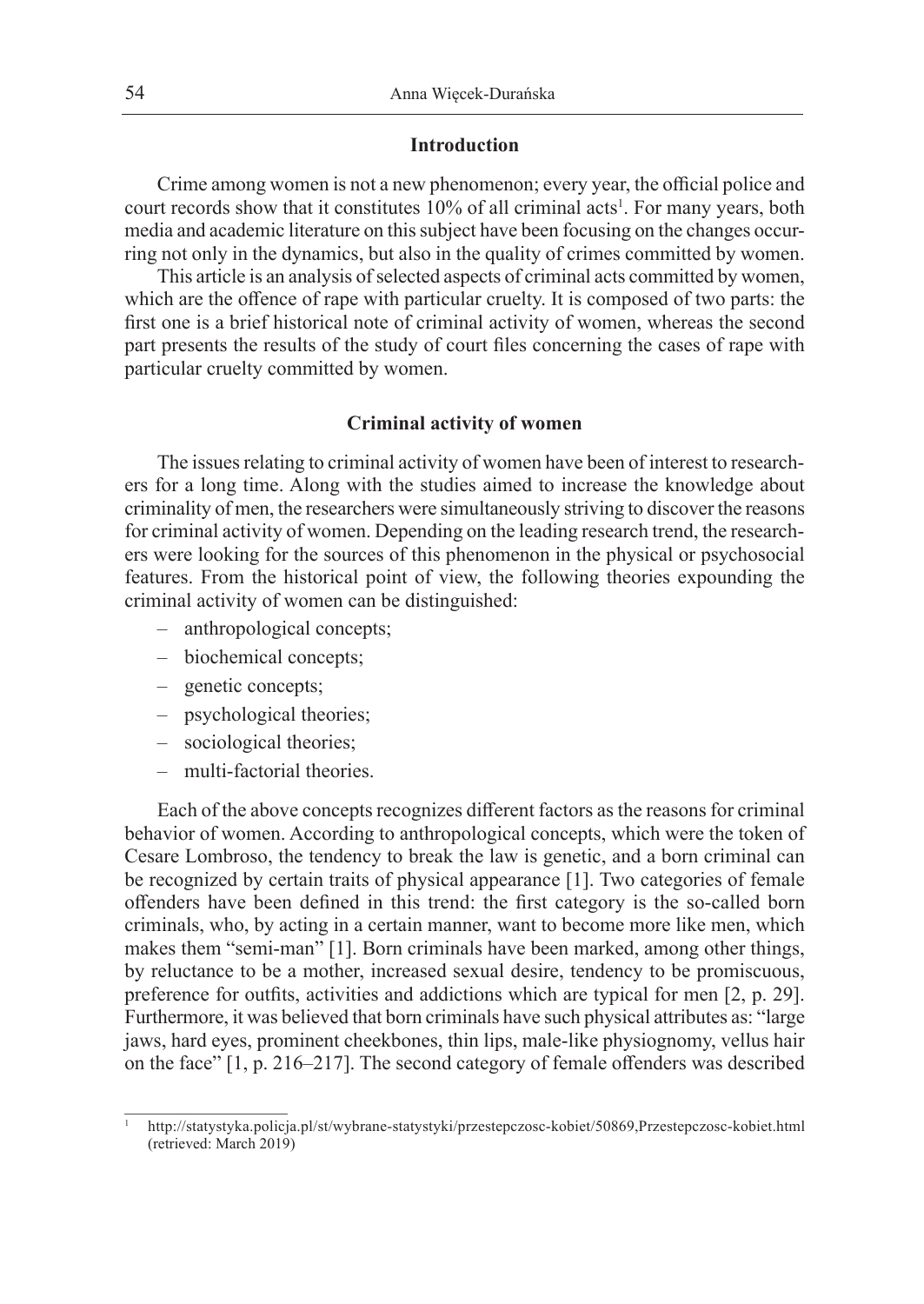## Introduction

Crime among women is not a new phenomenon; every year, the official police and court records show that it constitutes 10% of all criminal acts[1]. For many years, both media and academic literature on this subject have been focusing on the changes occurring not only in the dynamics, but also in the quality of crimes committed by women.

This article is an analysis of selected aspects of criminal acts committed by women, which are the offence of rape with particular cruelty. It is composed of two parts: the first one is a brief historical note of criminal activity of women, whereas the second part presents the results of the study of court files concerning the cases of rape with particular cruelty committed by women.

## Criminal activity of women

The issues relating to criminal activity of women have been of interest to researchers for a long time. Along with the studies aimed to increase the knowledge about criminality of men, the researchers were simultaneously striving to discover the reasons for criminal activity of women. Depending on the leading research trend, the researchers were looking for the sources of this phenomenon in the physical or psychosocial features. From the historical point of view, the following theories expounding the criminal activity of women can be distinguished:

- anthropological concepts;
- biochemical concepts;
- genetic concepts;
- psychological theories;
- sociological theories;
- multi-factorial theories.

Each of the above concepts recognizes different factors as the reasons for criminal behavior of women. According to anthropological concepts, which were the token of Cesare Lombroso, the tendency to break the law is genetic, and a born criminal can be recognized by certain traits of physical appearance [1]. Two categories of female offenders have been defined in this trend: the first category is the so-called born criminals, who, by acting in a certain manner, want to become more like men, which makes them "semi-man" [1]. Born criminals have been marked, among other things, by reluctance to be a mother, increased sexual desire, tendency to be promiscuous, preference for outfits, activities and addictions which are typical for men [2, p. 29]. Furthermore, it was believed that born criminals have such physical attributes as: "large jaws, hard eyes, prominent cheekbones, thin lips, male-like physiognomy, vellus hair on the face" [1, p. 216–217]. The second category of female offenders was described

[1] http://statystyka.policja.pl/st/wybrane-statystyki/przestepczosc-kobiet/50869,Przestepczosc-kobiet.html (retrieved: March 2019)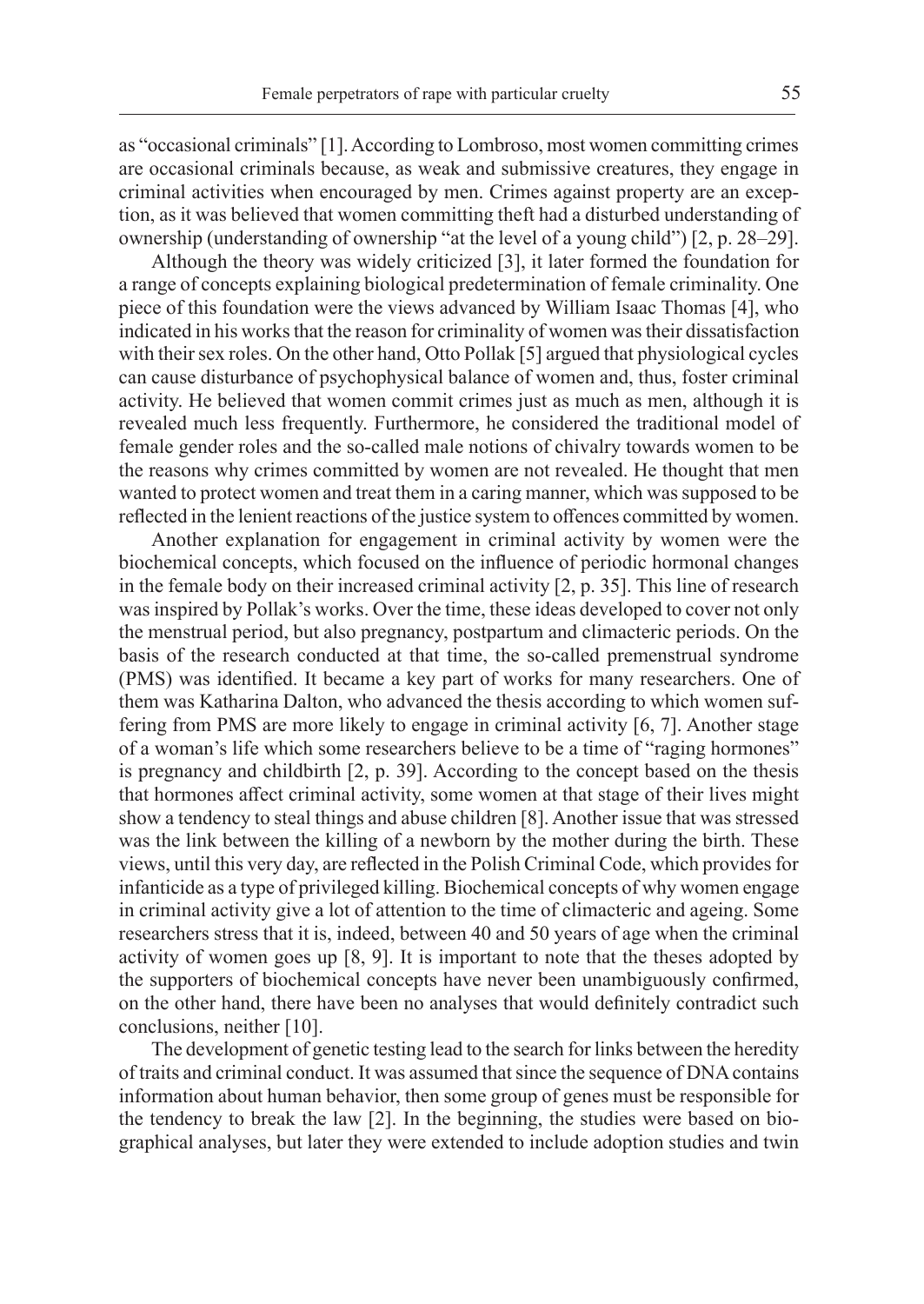as "occasional criminals" [1]. According to Lombroso, most women committing crimes are occasional criminals because, as weak and submissive creatures, they engage in criminal activities when encouraged by men. Crimes against property are an exception, as it was believed that women committing theft had a disturbed understanding of ownership (understanding of ownership "at the level of a young child") [2, p. 28–29].

Although the theory was widely criticized [3], it later formed the foundation for a range of concepts explaining biological predetermination of female criminality. One piece of this foundation were the views advanced by William Isaac Thomas [4], who indicated in his works that the reason for criminality of women was their dissatisfaction with their sex roles. On the other hand, Otto Pollak [5] argued that physiological cycles can cause disturbance of psychophysical balance of women and, thus, foster criminal activity. He believed that women commit crimes just as much as men, although it is revealed much less frequently. Furthermore, he considered the traditional model of female gender roles and the so-called male notions of chivalry towards women to be the reasons why crimes committed by women are not revealed. He thought that men wanted to protect women and treat them in a caring manner, which was supposed to be reflected in the lenient reactions of the justice system to offences committed by women.

Another explanation for engagement in criminal activity by women were the biochemical concepts, which focused on the influence of periodic hormonal changes in the female body on their increased criminal activity [2, p. 35]. This line of research was inspired by Pollak's works. Over the time, these ideas developed to cover not only the menstrual period, but also pregnancy, postpartum and climacteric periods. On the basis of the research conducted at that time, the so-called premenstrual syndrome (PMS) was identified. It became a key part of works for many researchers. One of them was Katharina Dalton, who advanced the thesis according to which women suffering from PMS are more likely to engage in criminal activity [6, 7]. Another stage of a woman's life which some researchers believe to be a time of "raging hormones" is pregnancy and childbirth [2, p. 39]. According to the concept based on the thesis that hormones affect criminal activity, some women at that stage of their lives might show a tendency to steal things and abuse children [8]. Another issue that was stressed was the link between the killing of a newborn by the mother during the birth. These views, until this very day, are reflected in the Polish Criminal Code, which provides for infanticide as a type of privileged killing. Biochemical concepts of why women engage in criminal activity give a lot of attention to the time of climacteric and ageing. Some researchers stress that it is, indeed, between 40 and 50 years of age when the criminal activity of women goes up [8, 9]. It is important to note that the theses adopted by the supporters of biochemical concepts have never been unambiguously confirmed, on the other hand, there have been no analyses that would definitely contradict such conclusions, neither [10].

The development of genetic testing lead to the search for links between the heredity of traits and criminal conduct. It was assumed that since the sequence of DNA contains information about human behavior, then some group of genes must be responsible for the tendency to break the law [2]. In the beginning, the studies were based on biographical analyses, but later they were extended to include adoption studies and twin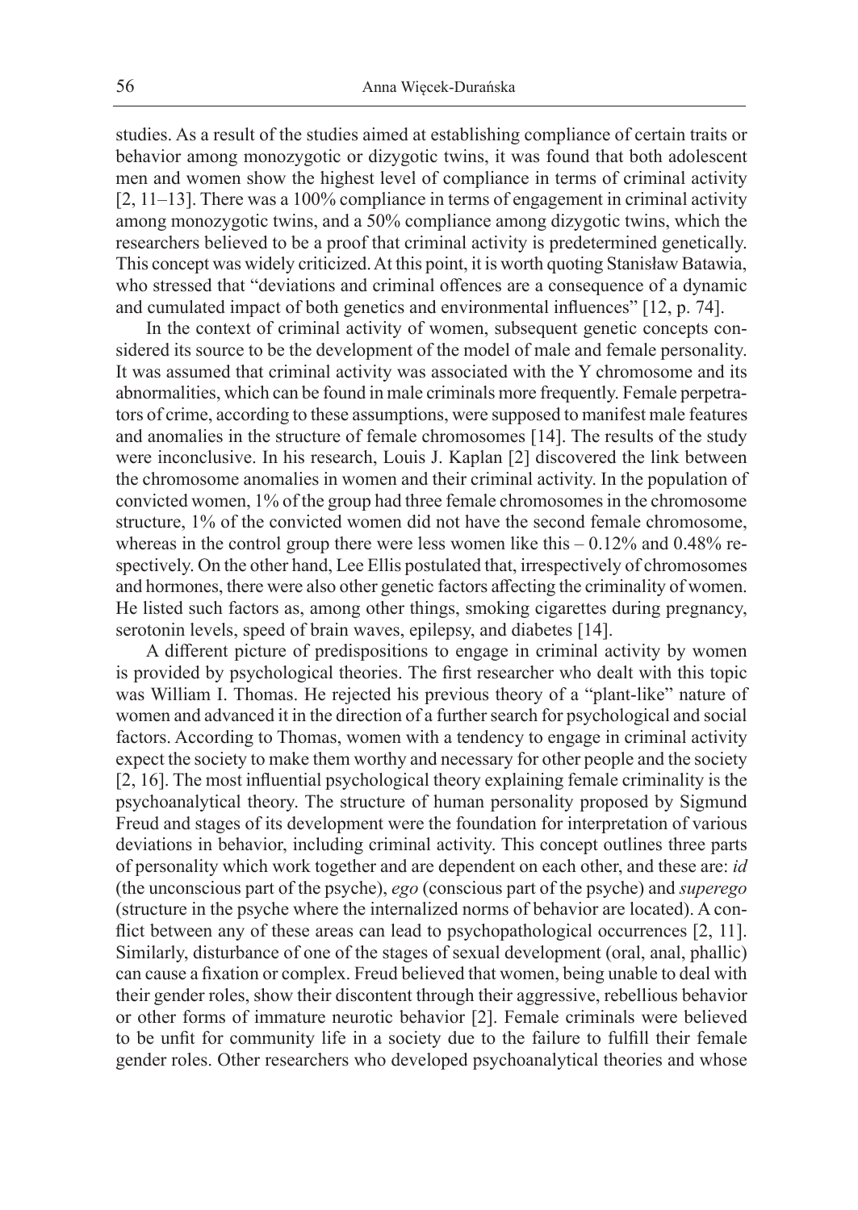studies. As a result of the studies aimed at establishing compliance of certain traits or behavior among monozygotic or dizygotic twins, it was found that both adolescent men and women show the highest level of compliance in terms of criminal activity [2, 11–13]. There was a 100% compliance in terms of engagement in criminal activity among monozygotic twins, and a 50% compliance among dizygotic twins, which the researchers believed to be a proof that criminal activity is predetermined genetically. This concept was widely criticized. At this point, it is worth quoting Stanisław Batawia, who stressed that "deviations and criminal offences are a consequence of a dynamic and cumulated impact of both genetics and environmental influences" [12, p. 74].

In the context of criminal activity of women, subsequent genetic concepts considered its source to be the development of the model of male and female personality. It was assumed that criminal activity was associated with the Y chromosome and its abnormalities, which can be found in male criminals more frequently. Female perpetrators of crime, according to these assumptions, were supposed to manifest male features and anomalies in the structure of female chromosomes [14]. The results of the study were inconclusive. In his research, Louis J. Kaplan [2] discovered the link between the chromosome anomalies in women and their criminal activity. In the population of convicted women, 1% of the group had three female chromosomes in the chromosome structure, 1% of the convicted women did not have the second female chromosome, whereas in the control group there were less women like this – 0.12% and 0.48% respectively. On the other hand, Lee Ellis postulated that, irrespectively of chromosomes and hormones, there were also other genetic factors affecting the criminality of women. He listed such factors as, among other things, smoking cigarettes during pregnancy, serotonin levels, speed of brain waves, epilepsy, and diabetes [14].

A different picture of predispositions to engage in criminal activity by women is provided by psychological theories. The first researcher who dealt with this topic was William I. Thomas. He rejected his previous theory of a "plant-like" nature of women and advanced it in the direction of a further search for psychological and social factors. According to Thomas, women with a tendency to engage in criminal activity expect the society to make them worthy and necessary for other people and the society [2, 16]. The most influential psychological theory explaining female criminality is the psychoanalytical theory. The structure of human personality proposed by Sigmund Freud and stages of its development were the foundation for interpretation of various deviations in behavior, including criminal activity. This concept outlines three parts of personality which work together and are dependent on each other, and these are: *id* (the unconscious part of the psyche), *ego* (conscious part of the psyche) and *superego* (structure in the psyche where the internalized norms of behavior are located). A conflict between any of these areas can lead to psychopathological occurrences [2, 11]. Similarly, disturbance of one of the stages of sexual development (oral, anal, phallic) can cause a fixation or complex. Freud believed that women, being unable to deal with their gender roles, show their discontent through their aggressive, rebellious behavior or other forms of immature neurotic behavior [2]. Female criminals were believed to be unfit for community life in a society due to the failure to fulfill their female gender roles. Other researchers who developed psychoanalytical theories and whose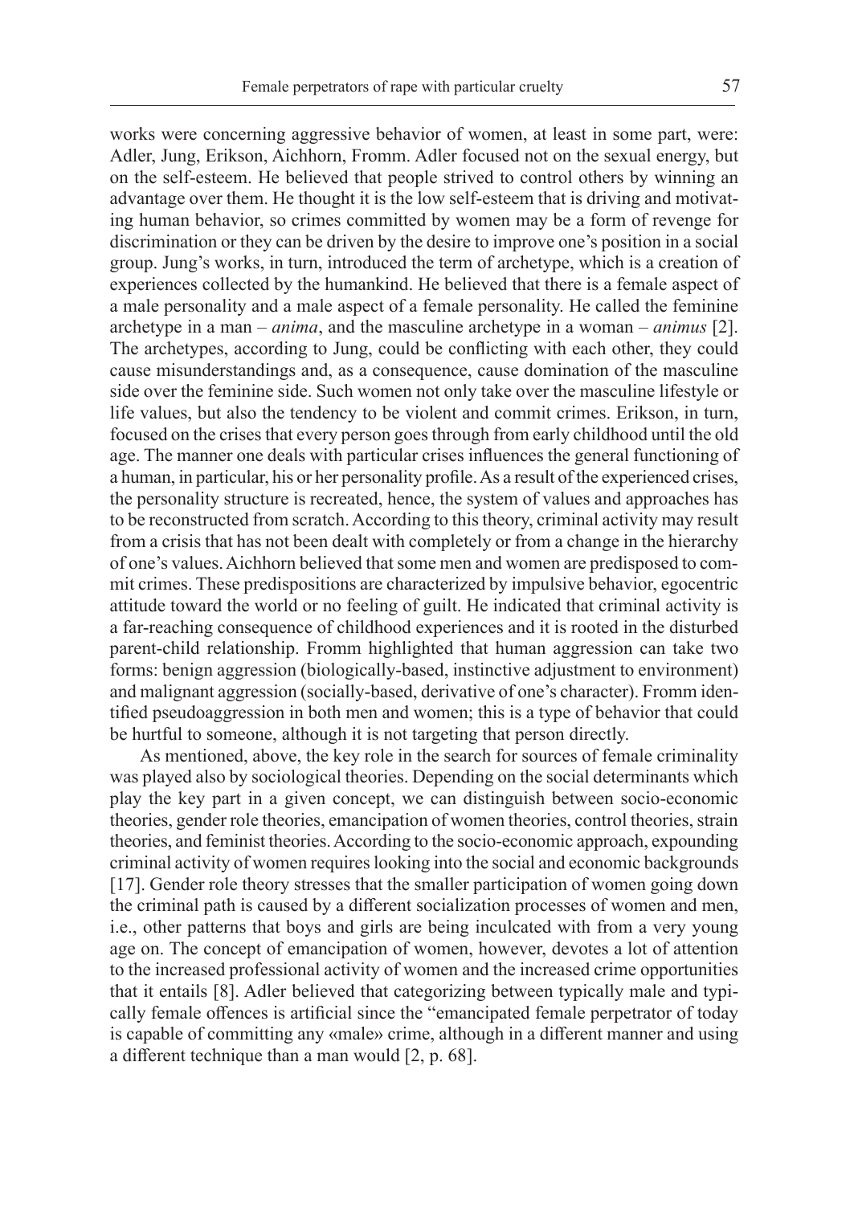works were concerning aggressive behavior of women, at least in some part, were: Adler, Jung, Erikson, Aichhorn, Fromm. Adler focused not on the sexual energy, but on the self-esteem. He believed that people strived to control others by winning an advantage over them. He thought it is the low self-esteem that is driving and motivating human behavior, so crimes committed by women may be a form of revenge for discrimination or they can be driven by the desire to improve one's position in a social group. Jung's works, in turn, introduced the term of archetype, which is a creation of experiences collected by the humankind. He believed that there is a female aspect of a male personality and a male aspect of a female personality. He called the feminine archetype in a man – *anima*, and the masculine archetype in a woman – *animus* [2]. The archetypes, according to Jung, could be conflicting with each other, they could cause misunderstandings and, as a consequence, cause domination of the masculine side over the feminine side. Such women not only take over the masculine lifestyle or life values, but also the tendency to be violent and commit crimes. Erikson, in turn, focused on the crises that every person goes through from early childhood until the old age. The manner one deals with particular crises influences the general functioning of a human, in particular, his or her personality profile. As a result of the experienced crises, the personality structure is recreated, hence, the system of values and approaches has to be reconstructed from scratch. According to this theory, criminal activity may result from a crisis that has not been dealt with completely or from a change in the hierarchy of one's values. Aichhorn believed that some men and women are predisposed to commit crimes. These predispositions are characterized by impulsive behavior, egocentric attitude toward the world or no feeling of guilt. He indicated that criminal activity is a far-reaching consequence of childhood experiences and it is rooted in the disturbed parent-child relationship. Fromm highlighted that human aggression can take two forms: benign aggression (biologically-based, instinctive adjustment to environment) and malignant aggression (socially-based, derivative of one's character). Fromm identified pseudoaggression in both men and women; this is a type of behavior that could be hurtful to someone, although it is not targeting that person directly.

As mentioned, above, the key role in the search for sources of female criminality was played also by sociological theories. Depending on the social determinants which play the key part in a given concept, we can distinguish between socio-economic theories, gender role theories, emancipation of women theories, control theories, strain theories, and feminist theories. According to the socio-economic approach, expounding criminal activity of women requires looking into the social and economic backgrounds [17]. Gender role theory stresses that the smaller participation of women going down the criminal path is caused by a different socialization processes of women and men, i.e., other patterns that boys and girls are being inculcated with from a very young age on. The concept of emancipation of women, however, devotes a lot of attention to the increased professional activity of women and the increased crime opportunities that it entails [8]. Adler believed that categorizing between typically male and typically female offences is artificial since the "emancipated female perpetrator of today is capable of committing any «male» crime, although in a different manner and using a different technique than a man would [2, p. 68].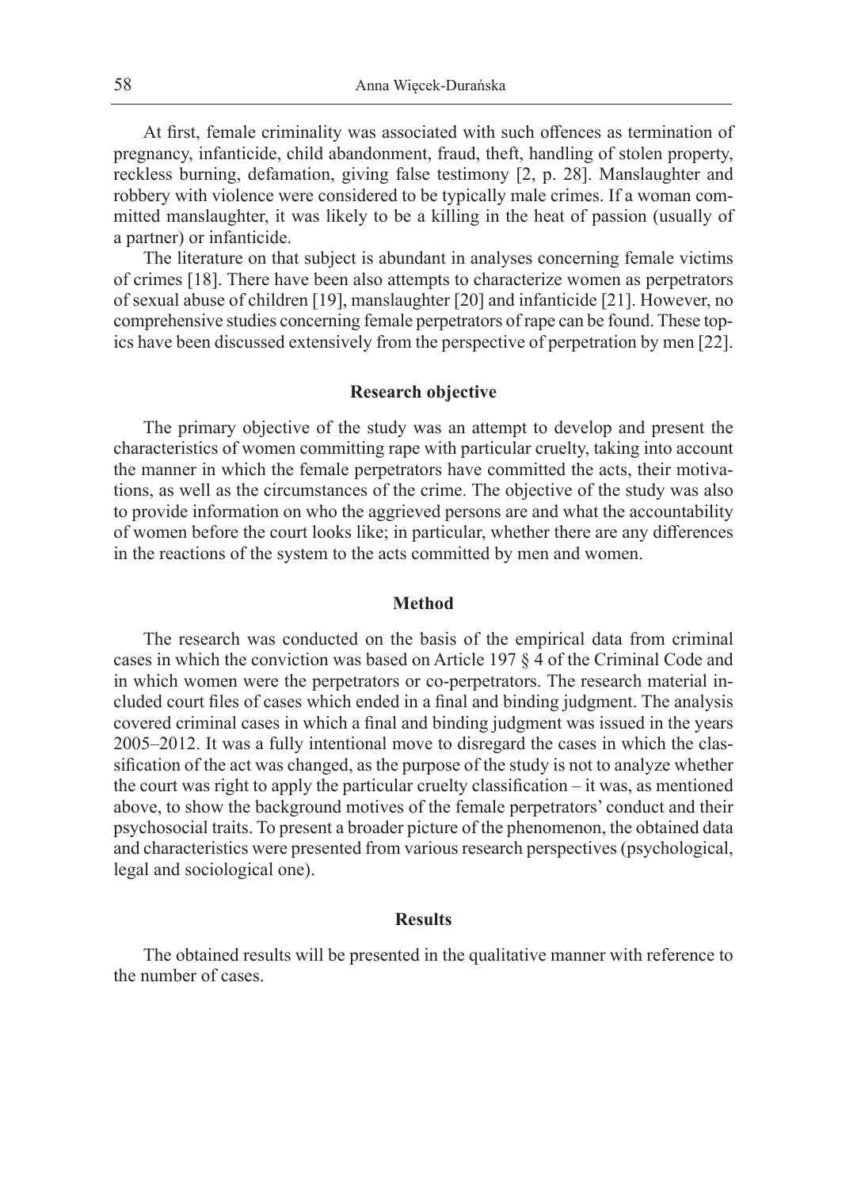At first, female criminality was associated with such offences as termination of pregnancy, infanticide, child abandonment, fraud, theft, handling of stolen property, reckless burning, defamation, giving false testimony [2, p. 28]. Manslaughter and robbery with violence were considered to be typically male crimes. If a woman committed manslaughter, it was likely to be a killing in the heat of passion (usually of a partner) or infanticide.

The literature on that subject is abundant in analyses concerning female victims of crimes [18]. There have been also attempts to characterize women as perpetrators of sexual abuse of children [19], manslaughter [20] and infanticide [21]. However, no comprehensive studies concerning female perpetrators of rape can be found. These topics have been discussed extensively from the perspective of perpetration by men [22].

## Research objective

The primary objective of the study was an attempt to develop and present the characteristics of women committing rape with particular cruelty, taking into account the manner in which the female perpetrators have committed the acts, their motivations, as well as the circumstances of the crime. The objective of the study was also to provide information on who the aggrieved persons are and what the accountability of women before the court looks like; in particular, whether there are any differences in the reactions of the system to the acts committed by men and women.

## Method

The research was conducted on the basis of the empirical data from criminal cases in which the conviction was based on Article 197 § 4 of the Criminal Code and in which women were the perpetrators or co-perpetrators. The research material included court files of cases which ended in a final and binding judgment. The analysis covered criminal cases in which a final and binding judgment was issued in the years 2005–2012. It was a fully intentional move to disregard the cases in which the classification of the act was changed, as the purpose of the study is not to analyze whether the court was right to apply the particular cruelty classification – it was, as mentioned above, to show the background motives of the female perpetrators' conduct and their psychosocial traits. To present a broader picture of the phenomenon, the obtained data and characteristics were presented from various research perspectives (psychological, legal and sociological one).

## Results

The obtained results will be presented in the qualitative manner with reference to the number of cases.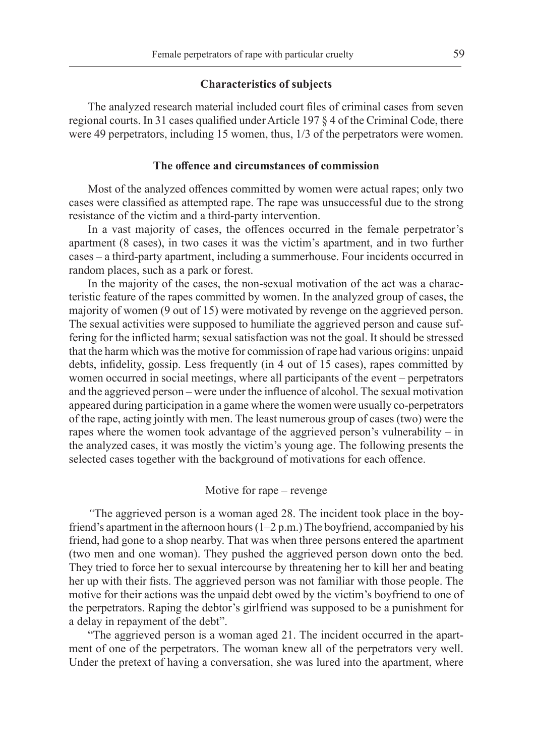## Characteristics of subjects

The analyzed research material included court files of criminal cases from seven regional courts. In 31 cases qualified under Article 197 § 4 of the Criminal Code, there were 49 perpetrators, including 15 women, thus, 1/3 of the perpetrators were women.

## The offence and circumstances of commission

Most of the analyzed offences committed by women were actual rapes; only two cases were classified as attempted rape. The rape was unsuccessful due to the strong resistance of the victim and a third-party intervention.

In a vast majority of cases, the offences occurred in the female perpetrator's apartment (8 cases), in two cases it was the victim's apartment, and in two further cases – a third-party apartment, including a summerhouse. Four incidents occurred in random places, such as a park or forest.

In the majority of the cases, the non-sexual motivation of the act was a characteristic feature of the rapes committed by women. In the analyzed group of cases, the majority of women (9 out of 15) were motivated by revenge on the aggrieved person. The sexual activities were supposed to humiliate the aggrieved person and cause suffering for the inflicted harm; sexual satisfaction was not the goal. It should be stressed that the harm which was the motive for commission of rape had various origins: unpaid debts, infidelity, gossip. Less frequently (in 4 out of 15 cases), rapes committed by women occurred in social meetings, where all participants of the event – perpetrators and the aggrieved person – were under the influence of alcohol. The sexual motivation appeared during participation in a game where the women were usually co-perpetrators of the rape, acting jointly with men. The least numerous group of cases (two) were the rapes where the women took advantage of the aggrieved person's vulnerability – in the analyzed cases, it was mostly the victim's young age. The following presents the selected cases together with the background of motivations for each offence.

### Motive for rape – revenge

"The aggrieved person is a woman aged 28. The incident took place in the boyfriend's apartment in the afternoon hours (1–2 p.m.) The boyfriend, accompanied by his friend, had gone to a shop nearby. That was when three persons entered the apartment (two men and one woman). They pushed the aggrieved person down onto the bed. They tried to force her to sexual intercourse by threatening her to kill her and beating her up with their fists. The aggrieved person was not familiar with those people. The motive for their actions was the unpaid debt owed by the victim's boyfriend to one of the perpetrators. Raping the debtor's girlfriend was supposed to be a punishment for a delay in repayment of the debt".

"The aggrieved person is a woman aged 21. The incident occurred in the apartment of one of the perpetrators. The woman knew all of the perpetrators very well. Under the pretext of having a conversation, she was lured into the apartment, where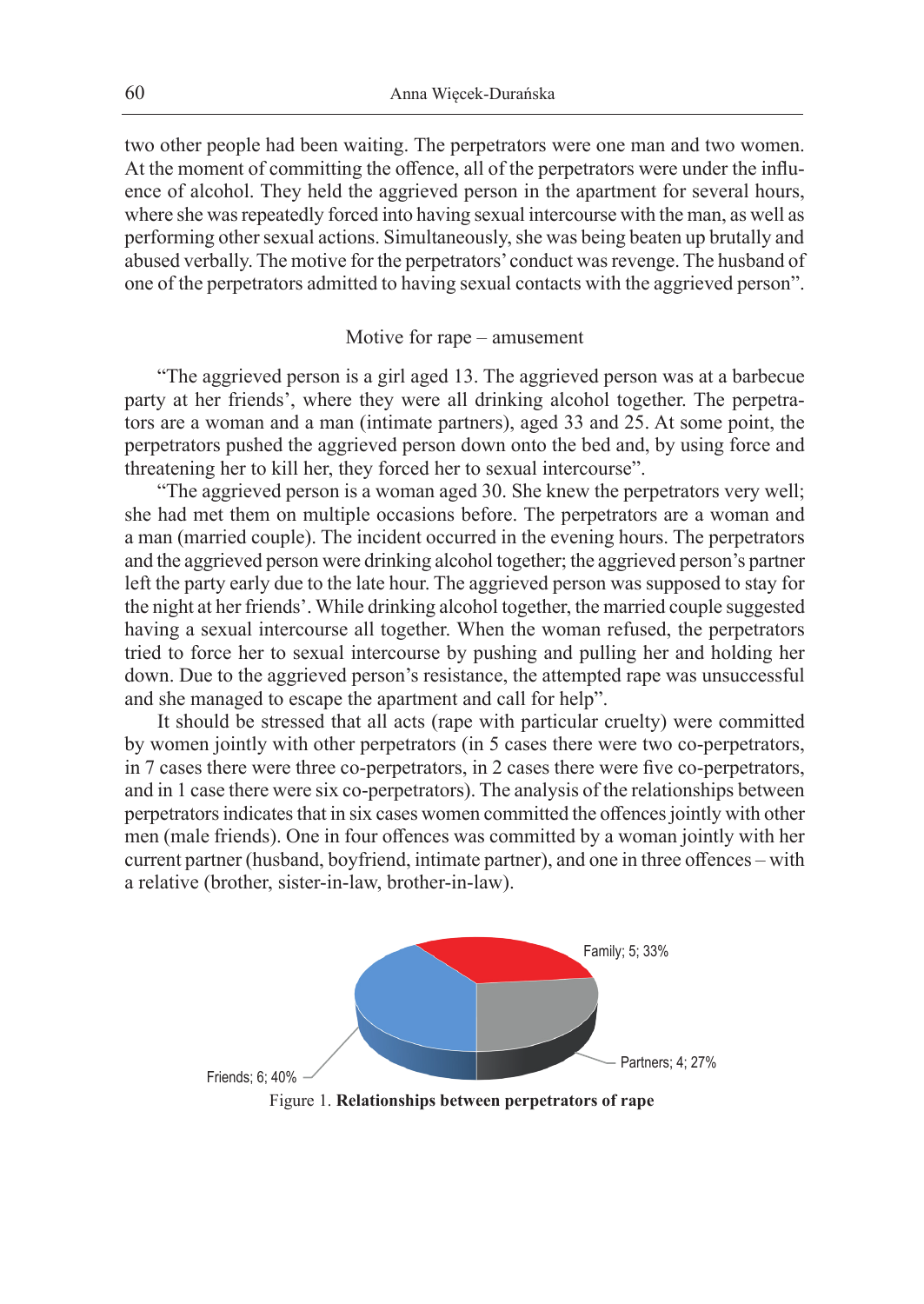two other people had been waiting. The perpetrators were one man and two women. At the moment of committing the offence, all of the perpetrators were under the influence of alcohol. They held the aggrieved person in the apartment for several hours, where she was repeatedly forced into having sexual intercourse with the man, as well as performing other sexual actions. Simultaneously, she was being beaten up brutally and abused verbally. The motive for the perpetrators' conduct was revenge. The husband of one of the perpetrators admitted to having sexual contacts with the aggrieved person".

### Motive for rape – amusement

"The aggrieved person is a girl aged 13. The aggrieved person was at a barbecue party at her friends', where they were all drinking alcohol together. The perpetrators are a woman and a man (intimate partners), aged 33 and 25. At some point, the perpetrators pushed the aggrieved person down onto the bed and, by using force and threatening her to kill her, they forced her to sexual intercourse".

"The aggrieved person is a woman aged 30. She knew the perpetrators very well; she had met them on multiple occasions before. The perpetrators are a woman and a man (married couple). The incident occurred in the evening hours. The perpetrators and the aggrieved person were drinking alcohol together; the aggrieved person's partner left the party early due to the late hour. The aggrieved person was supposed to stay for the night at her friends'. While drinking alcohol together, the married couple suggested having a sexual intercourse all together. When the woman refused, the perpetrators tried to force her to sexual intercourse by pushing and pulling her and holding her down. Due to the aggrieved person's resistance, the attempted rape was unsuccessful and she managed to escape the apartment and call for help".

It should be stressed that all acts (rape with particular cruelty) were committed by women jointly with other perpetrators (in 5 cases there were two co-perpetrators, in 7 cases there were three co-perpetrators, in 2 cases there were five co-perpetrators, and in 1 case there were six co-perpetrators). The analysis of the relationships between perpetrators indicates that in six cases women committed the offences jointly with other men (male friends). One in four offences was committed by a woman jointly with her current partner (husband, boyfriend, intimate partner), and one in three offences – with a relative (brother, sister-in-law, brother-in-law).

Family; 5; 33%

Partners; 4; 27%

Friends; 6; 40%

Figure 1. **Relationships between perpetrators of rape**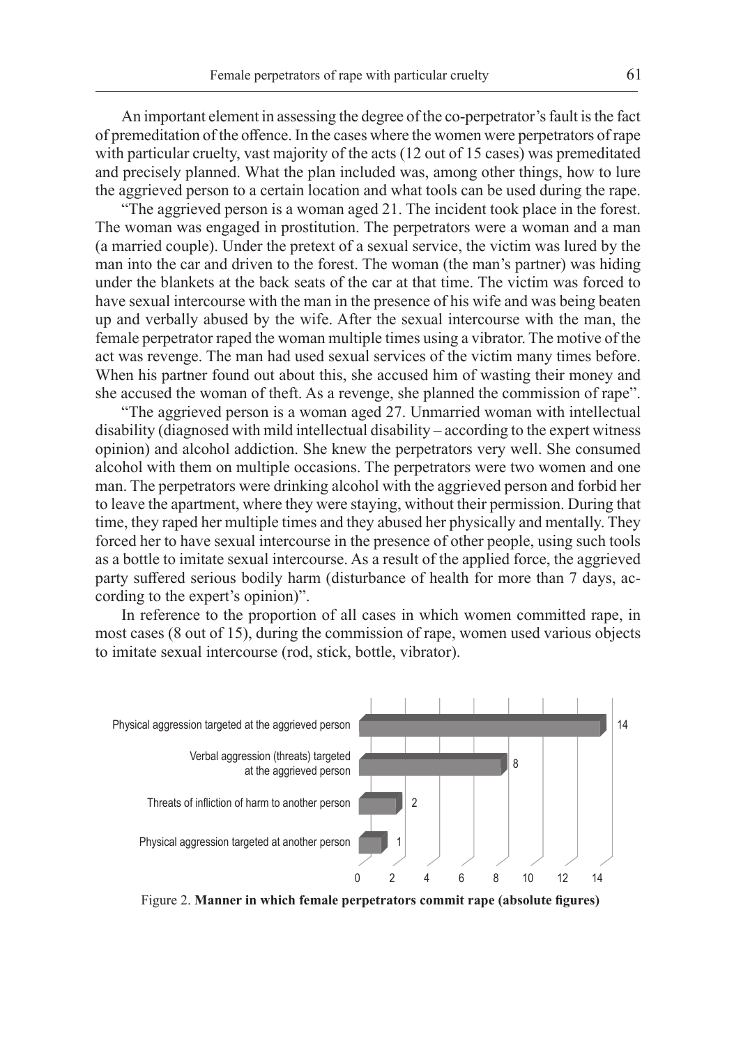An important element in assessing the degree of the co-perpetrator's fault is the fact of premeditation of the offence. In the cases where the women were perpetrators of rape with particular cruelty, vast majority of the acts (12 out of 15 cases) was premeditated and precisely planned. What the plan included was, among other things, how to lure the aggrieved person to a certain location and what tools can be used during the rape.

"The aggrieved person is a woman aged 21. The incident took place in the forest. The woman was engaged in prostitution. The perpetrators were a woman and a man (a married couple). Under the pretext of a sexual service, the victim was lured by the man into the car and driven to the forest. The woman (the man's partner) was hiding under the blankets at the back seats of the car at that time. The victim was forced to have sexual intercourse with the man in the presence of his wife and was being beaten up and verbally abused by the wife. After the sexual intercourse with the man, the female perpetrator raped the woman multiple times using a vibrator. The motive of the act was revenge. The man had used sexual services of the victim many times before. When his partner found out about this, she accused him of wasting their money and she accused the woman of theft. As a revenge, she planned the commission of rape".

"The aggrieved person is a woman aged 27. Unmarried woman with intellectual disability (diagnosed with mild intellectual disability – according to the expert witness opinion) and alcohol addiction. She knew the perpetrators very well. She consumed alcohol with them on multiple occasions. The perpetrators were two women and one man. The perpetrators were drinking alcohol with the aggrieved person and forbid her to leave the apartment, where they were staying, without their permission. During that time, they raped her multiple times and they abused her physically and mentally. They forced her to have sexual intercourse in the presence of other people, using such tools as a bottle to imitate sexual intercourse. As a result of the applied force, the aggrieved party suffered serious bodily harm (disturbance of health for more than 7 days, according to the expert's opinion)".

In reference to the proportion of all cases in which women committed rape, in most cases (8 out of 15), during the commission of rape, women used various objects to imitate sexual intercourse (rod, stick, bottle, vibrator).

| Manner | Number |
| --- | --- |
| Physical aggression targeted at the aggrieved person | 14 |
| Verbal aggression (threats) targeted at the aggrieved person | 8 |
| Threats of infliction of harm to another person | 2 |
| Physical aggression targeted at another person | 1 |

Figure 2. **Manner in which female perpetrators commit rape (absolute figures)**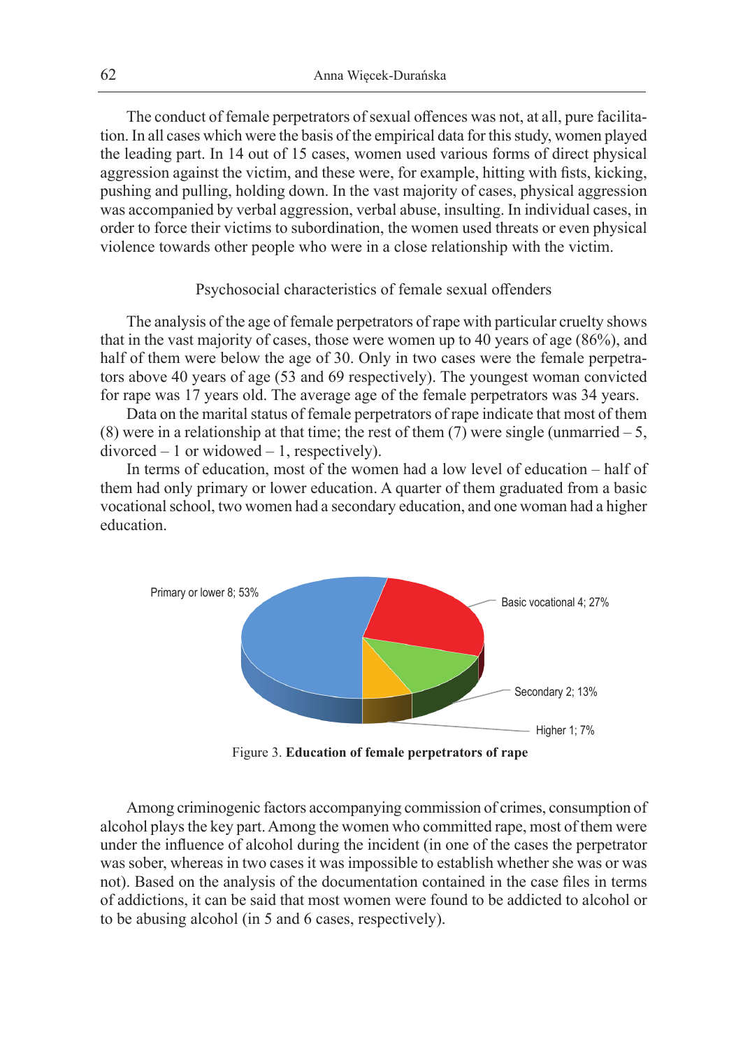The conduct of female perpetrators of sexual offences was not, at all, pure facilitation. In all cases which were the basis of the empirical data for this study, women played the leading part. In 14 out of 15 cases, women used various forms of direct physical aggression against the victim, and these were, for example, hitting with fists, kicking, pushing and pulling, holding down. In the vast majority of cases, physical aggression was accompanied by verbal aggression, verbal abuse, insulting. In individual cases, in order to force their victims to subordination, the women used threats or even physical violence towards other people who were in a close relationship with the victim.

## Psychosocial characteristics of female sexual offenders

The analysis of the age of female perpetrators of rape with particular cruelty shows that in the vast majority of cases, those were women up to 40 years of age (86%), and half of them were below the age of 30. Only in two cases were the female perpetrators above 40 years of age (53 and 69 respectively). The youngest woman convicted for rape was 17 years old. The average age of the female perpetrators was 34 years.

Data on the marital status of female perpetrators of rape indicate that most of them (8) were in a relationship at that time; the rest of them (7) were single (unmarried – 5, divorced – 1 or widowed – 1, respectively).

In terms of education, most of the women had a low level of education – half of them had only primary or lower education. A quarter of them graduated from a basic vocational school, two women had a secondary education, and one woman had a higher education.

Primary or lower 8; 53%
Basic vocational 4; 27%
Secondary 2; 13%
Higher 1; 7%

Figure 3. **Education of female perpetrators of rape**

Among criminogenic factors accompanying commission of crimes, consumption of alcohol plays the key part. Among the women who committed rape, most of them were under the influence of alcohol during the incident (in one of the cases the perpetrator was sober, whereas in two cases it was impossible to establish whether she was or was not). Based on the analysis of the documentation contained in the case files in terms of addictions, it can be said that most women were found to be addicted to alcohol or to be abusing alcohol (in 5 and 6 cases, respectively).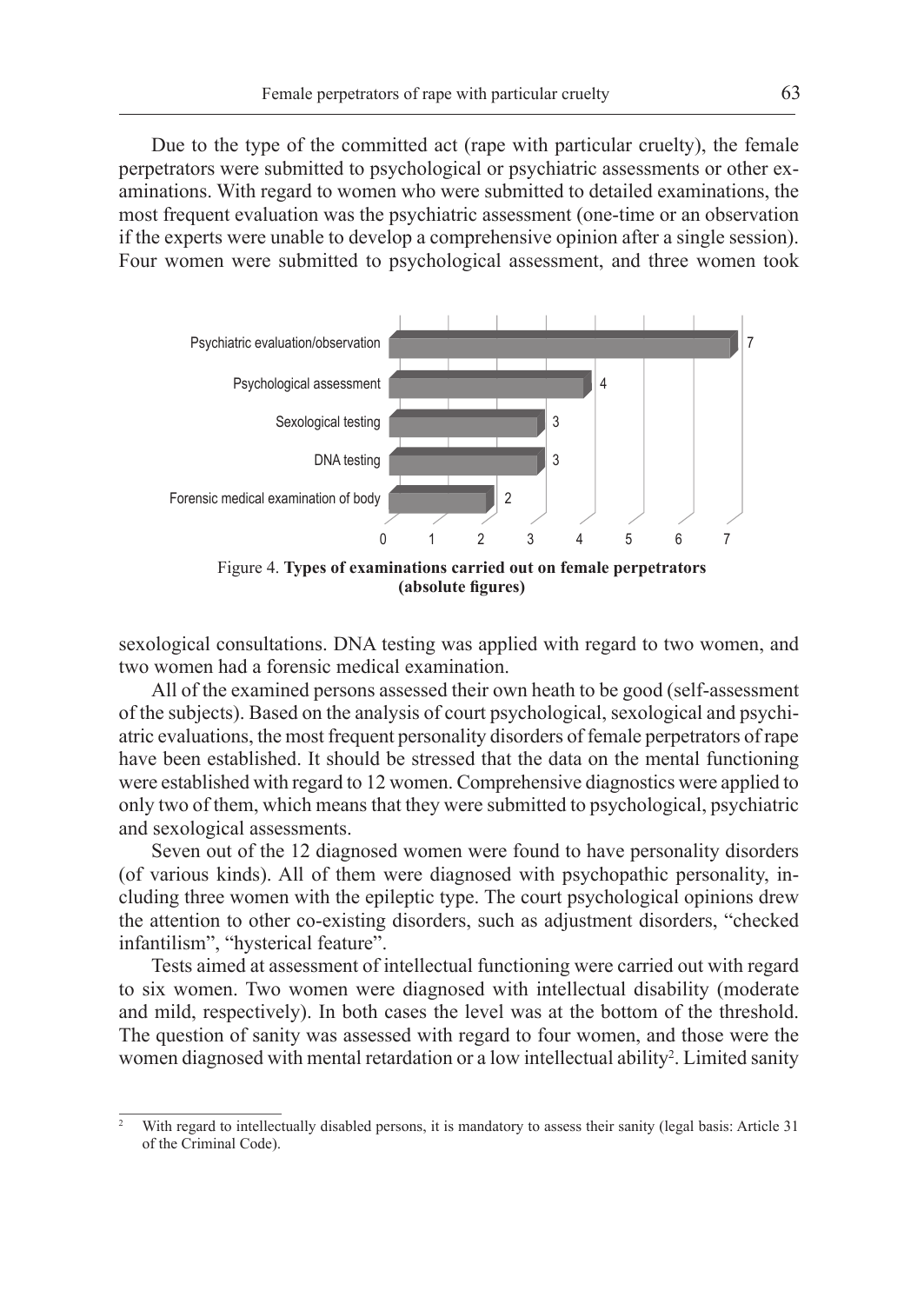Due to the type of the committed act (rape with particular cruelty), the female perpetrators were submitted to psychological or psychiatric assessments or other examinations. With regard to women who were submitted to detailed examinations, the most frequent evaluation was the psychiatric assessment (one-time or an observation if the experts were unable to develop a comprehensive opinion after a single session). Four women were submitted to psychological assessment, and three women took sexological consultations. DNA testing was applied with regard to two women, and two women had a forensic medical examination.

| Type of examination | Number |
|---|---|
| Psychiatric evaluation/observation | 7 |
| Psychological assessment | 4 |
| Sexological testing | 3 |
| DNA testing | 3 |
| Forensic medical examination of body | 2 |

Figure 4. **Types of examinations carried out on female perpetrators (absolute figures)**

All of the examined persons assessed their own heath to be good (self-assessment of the subjects). Based on the analysis of court psychological, sexological and psychiatric evaluations, the most frequent personality disorders of female perpetrators of rape have been established. It should be stressed that the data on the mental functioning were established with regard to 12 women. Comprehensive diagnostics were applied to only two of them, which means that they were submitted to psychological, psychiatric and sexological assessments.

Seven out of the 12 diagnosed women were found to have personality disorders (of various kinds). All of them were diagnosed with psychopathic personality, including three women with the epileptic type. The court psychological opinions drew the attention to other co-existing disorders, such as adjustment disorders, "checked infantilism", "hysterical feature".

Tests aimed at assessment of intellectual functioning were carried out with regard to six women. Two women were diagnosed with intellectual disability (moderate and mild, respectively). In both cases the level was at the bottom of the threshold. The question of sanity was assessed with regard to four women, and those were the women diagnosed with mental retardation or a low intellectual ability[2]. Limited sanity

---

[2] With regard to intellectually disabled persons, it is mandatory to assess their sanity (legal basis: Article 31 of the Criminal Code).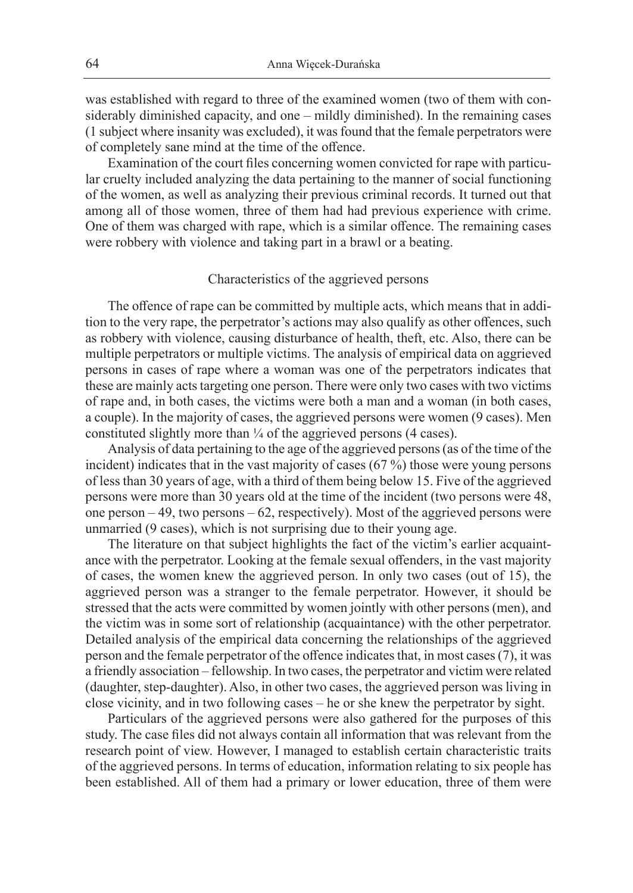was established with regard to three of the examined women (two of them with considerably diminished capacity, and one – mildly diminished). In the remaining cases (1 subject where insanity was excluded), it was found that the female perpetrators were of completely sane mind at the time of the offence.

Examination of the court files concerning women convicted for rape with particular cruelty included analyzing the data pertaining to the manner of social functioning of the women, as well as analyzing their previous criminal records. It turned out that among all of those women, three of them had had previous experience with crime. One of them was charged with rape, which is a similar offence. The remaining cases were robbery with violence and taking part in a brawl or a beating.

## Characteristics of the aggrieved persons

The offence of rape can be committed by multiple acts, which means that in addition to the very rape, the perpetrator's actions may also qualify as other offences, such as robbery with violence, causing disturbance of health, theft, etc. Also, there can be multiple perpetrators or multiple victims. The analysis of empirical data on aggrieved persons in cases of rape where a woman was one of the perpetrators indicates that these are mainly acts targeting one person. There were only two cases with two victims of rape and, in both cases, the victims were both a man and a woman (in both cases, a couple). In the majority of cases, the aggrieved persons were women (9 cases). Men constituted slightly more than ¼ of the aggrieved persons (4 cases).

Analysis of data pertaining to the age of the aggrieved persons (as of the time of the incident) indicates that in the vast majority of cases (67 %) those were young persons of less than 30 years of age, with a third of them being below 15. Five of the aggrieved persons were more than 30 years old at the time of the incident (two persons were 48, one person – 49, two persons – 62, respectively). Most of the aggrieved persons were unmarried (9 cases), which is not surprising due to their young age.

The literature on that subject highlights the fact of the victim's earlier acquaintance with the perpetrator. Looking at the female sexual offenders, in the vast majority of cases, the women knew the aggrieved person. In only two cases (out of 15), the aggrieved person was a stranger to the female perpetrator. However, it should be stressed that the acts were committed by women jointly with other persons (men), and the victim was in some sort of relationship (acquaintance) with the other perpetrator. Detailed analysis of the empirical data concerning the relationships of the aggrieved person and the female perpetrator of the offence indicates that, in most cases (7), it was a friendly association – fellowship. In two cases, the perpetrator and victim were related (daughter, step-daughter). Also, in other two cases, the aggrieved person was living in close vicinity, and in two following cases – he or she knew the perpetrator by sight.

Particulars of the aggrieved persons were also gathered for the purposes of this study. The case files did not always contain all information that was relevant from the research point of view. However, I managed to establish certain characteristic traits of the aggrieved persons. In terms of education, information relating to six people has been established. All of them had a primary or lower education, three of them were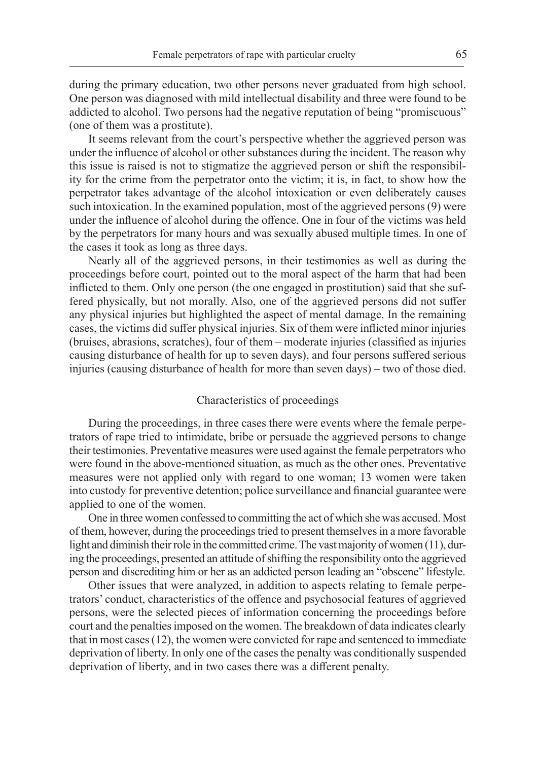during the primary education, two other persons never graduated from high school. One person was diagnosed with mild intellectual disability and three were found to be addicted to alcohol. Two persons had the negative reputation of being "promiscuous" (one of them was a prostitute).

It seems relevant from the court's perspective whether the aggrieved person was under the influence of alcohol or other substances during the incident. The reason why this issue is raised is not to stigmatize the aggrieved person or shift the responsibility for the crime from the perpetrator onto the victim; it is, in fact, to show how the perpetrator takes advantage of the alcohol intoxication or even deliberately causes such intoxication. In the examined population, most of the aggrieved persons (9) were under the influence of alcohol during the offence. One in four of the victims was held by the perpetrators for many hours and was sexually abused multiple times. In one of the cases it took as long as three days.

Nearly all of the aggrieved persons, in their testimonies as well as during the proceedings before court, pointed out to the moral aspect of the harm that had been inflicted to them. Only one person (the one engaged in prostitution) said that she suffered physically, but not morally. Also, one of the aggrieved persons did not suffer any physical injuries but highlighted the aspect of mental damage. In the remaining cases, the victims did suffer physical injuries. Six of them were inflicted minor injuries (bruises, abrasions, scratches), four of them – moderate injuries (classified as injuries causing disturbance of health for up to seven days), and four persons suffered serious injuries (causing disturbance of health for more than seven days) – two of those died.

## Characteristics of proceedings

During the proceedings, in three cases there were events where the female perpetrators of rape tried to intimidate, bribe or persuade the aggrieved persons to change their testimonies. Preventative measures were used against the female perpetrators who were found in the above-mentioned situation, as much as the other ones. Preventative measures were not applied only with regard to one woman; 13 women were taken into custody for preventive detention; police surveillance and financial guarantee were applied to one of the women.

One in three women confessed to committing the act of which she was accused. Most of them, however, during the proceedings tried to present themselves in a more favorable light and diminish their role in the committed crime. The vast majority of women (11), during the proceedings, presented an attitude of shifting the responsibility onto the aggrieved person and discrediting him or her as an addicted person leading an "obscene" lifestyle.

Other issues that were analyzed, in addition to aspects relating to female perpetrators' conduct, characteristics of the offence and psychosocial features of aggrieved persons, were the selected pieces of information concerning the proceedings before court and the penalties imposed on the women. The breakdown of data indicates clearly that in most cases (12), the women were convicted for rape and sentenced to immediate deprivation of liberty. In only one of the cases the penalty was conditionally suspended deprivation of liberty, and in two cases there was a different penalty.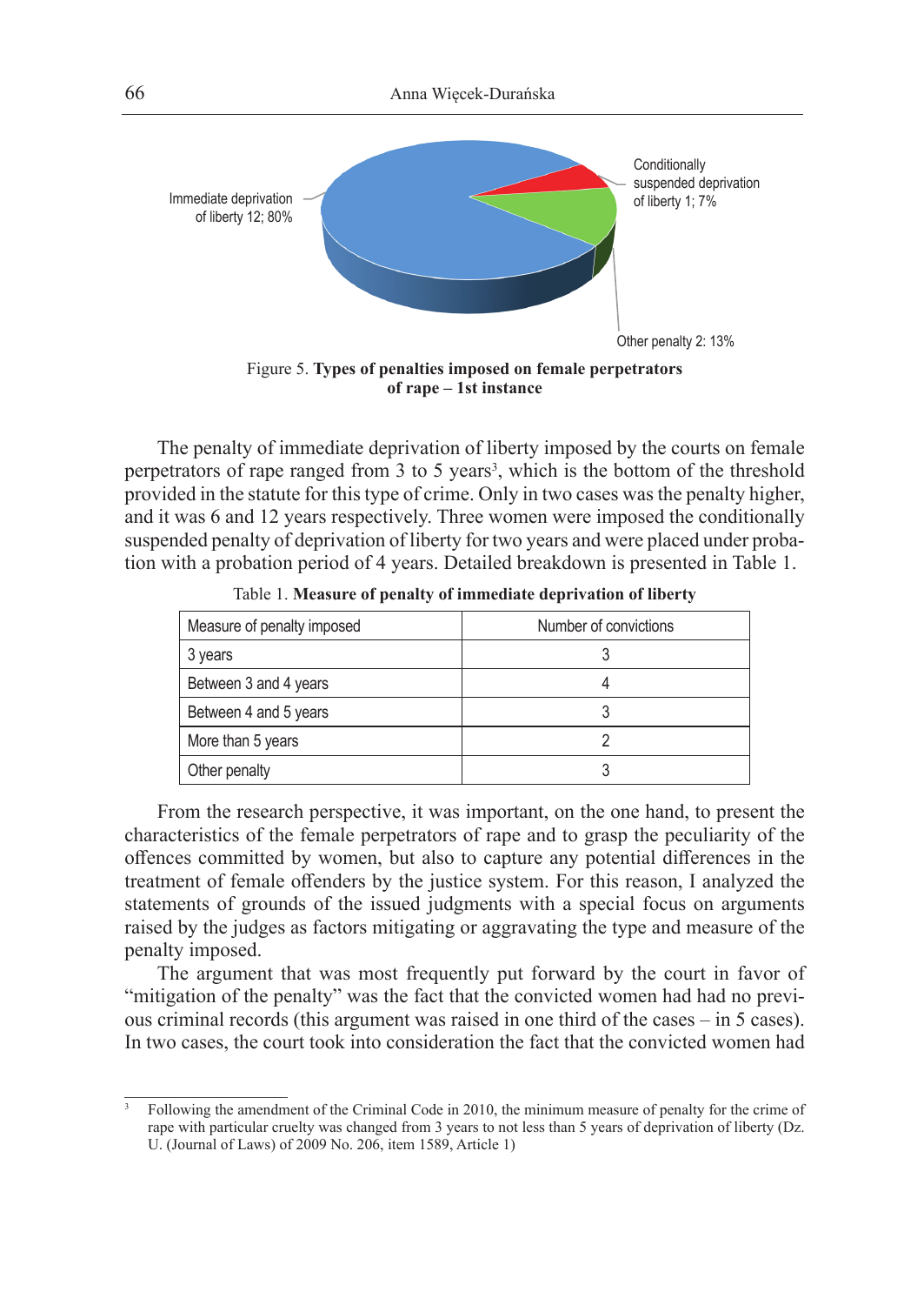Figure 5. **Types of penalties imposed on female perpetrators of rape – 1st instance**

The penalty of immediate deprivation of liberty imposed by the courts on female perpetrators of rape ranged from 3 to 5 years[3], which is the bottom of the threshold provided in the statute for this type of crime. Only in two cases was the penalty higher, and it was 6 and 12 years respectively. Three women were imposed the conditionally suspended penalty of deprivation of liberty for two years and were placed under probation with a probation period of 4 years. Detailed breakdown is presented in Table 1.

Table 1. **Measure of penalty of immediate deprivation of liberty**

| Measure of penalty imposed | Number of convictions |
|---|---|
| 3 years | 3 |
| Between 3 and 4 years | 4 |
| Between 4 and 5 years | 3 |
| More than 5 years | 2 |
| Other penalty | 3 |

From the research perspective, it was important, on the one hand, to present the characteristics of the female perpetrators of rape and to grasp the peculiarity of the offences committed by women, but also to capture any potential differences in the treatment of female offenders by the justice system. For this reason, I analyzed the statements of grounds of the issued judgments with a special focus on arguments raised by the judges as factors mitigating or aggravating the type and measure of the penalty imposed.

The argument that was most frequently put forward by the court in favor of "mitigation of the penalty" was the fact that the convicted women had had no previous criminal records (this argument was raised in one third of the cases – in 5 cases). In two cases, the court took into consideration the fact that the convicted women had

[3] Following the amendment of the Criminal Code in 2010, the minimum measure of penalty for the crime of rape with particular cruelty was changed from 3 years to not less than 5 years of deprivation of liberty (Dz. U. (Journal of Laws) of 2009 No. 206, item 1589, Article 1)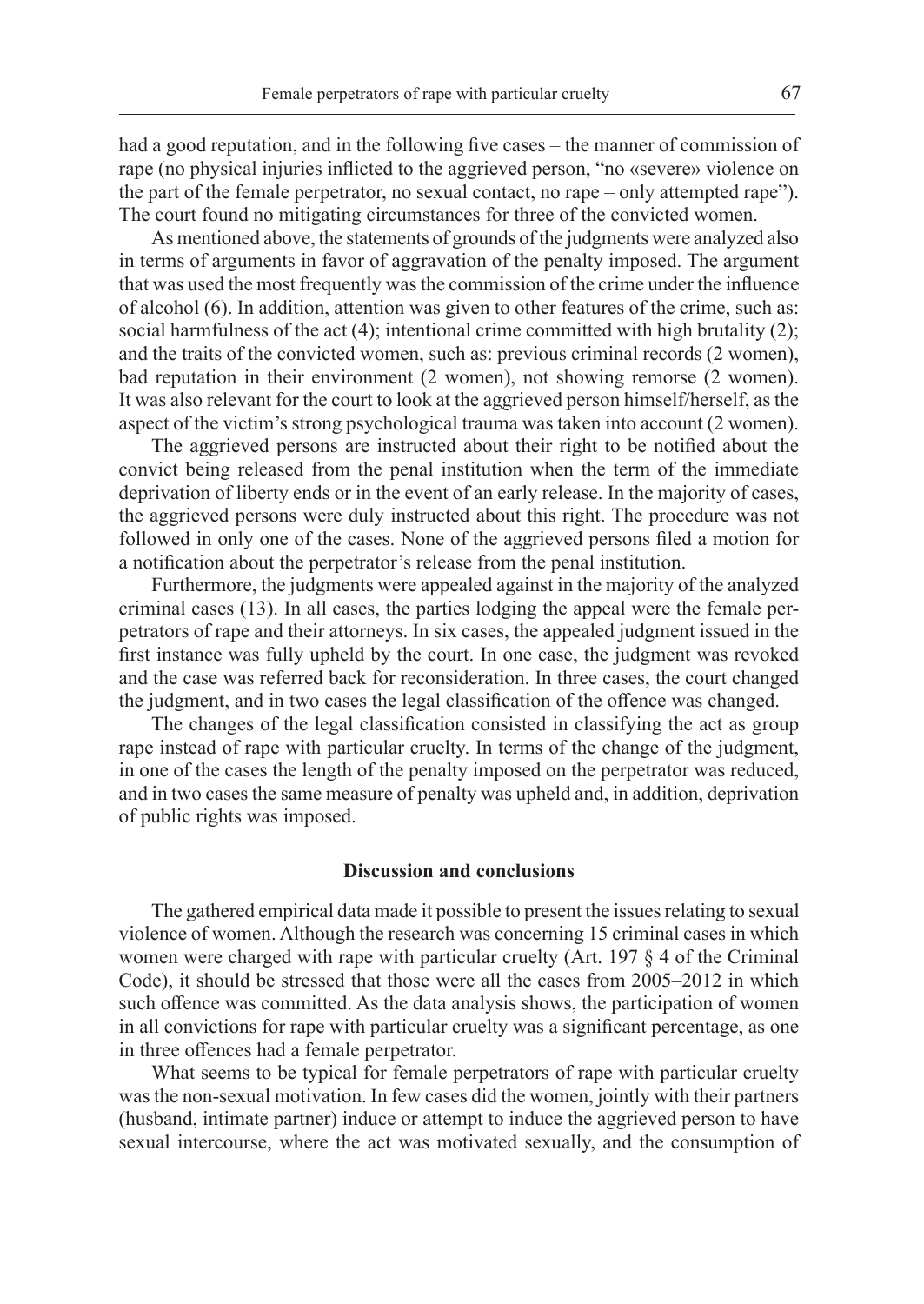had a good reputation, and in the following five cases – the manner of commission of rape (no physical injuries inflicted to the aggrieved person, "no «severe» violence on the part of the female perpetrator, no sexual contact, no rape – only attempted rape"). The court found no mitigating circumstances for three of the convicted women.

As mentioned above, the statements of grounds of the judgments were analyzed also in terms of arguments in favor of aggravation of the penalty imposed. The argument that was used the most frequently was the commission of the crime under the influence of alcohol (6). In addition, attention was given to other features of the crime, such as: social harmfulness of the act (4); intentional crime committed with high brutality (2); and the traits of the convicted women, such as: previous criminal records (2 women), bad reputation in their environment (2 women), not showing remorse (2 women). It was also relevant for the court to look at the aggrieved person himself/herself, as the aspect of the victim's strong psychological trauma was taken into account (2 women).

The aggrieved persons are instructed about their right to be notified about the convict being released from the penal institution when the term of the immediate deprivation of liberty ends or in the event of an early release. In the majority of cases, the aggrieved persons were duly instructed about this right. The procedure was not followed in only one of the cases. None of the aggrieved persons filed a motion for a notification about the perpetrator's release from the penal institution.

Furthermore, the judgments were appealed against in the majority of the analyzed criminal cases (13). In all cases, the parties lodging the appeal were the female perpetrators of rape and their attorneys. In six cases, the appealed judgment issued in the first instance was fully upheld by the court. In one case, the judgment was revoked and the case was referred back for reconsideration. In three cases, the court changed the judgment, and in two cases the legal classification of the offence was changed.

The changes of the legal classification consisted in classifying the act as group rape instead of rape with particular cruelty. In terms of the change of the judgment, in one of the cases the length of the penalty imposed on the perpetrator was reduced, and in two cases the same measure of penalty was upheld and, in addition, deprivation of public rights was imposed.

## Discussion and conclusions

The gathered empirical data made it possible to present the issues relating to sexual violence of women. Although the research was concerning 15 criminal cases in which women were charged with rape with particular cruelty (Art. 197 § 4 of the Criminal Code), it should be stressed that those were all the cases from 2005–2012 in which such offence was committed. As the data analysis shows, the participation of women in all convictions for rape with particular cruelty was a significant percentage, as one in three offences had a female perpetrator.

What seems to be typical for female perpetrators of rape with particular cruelty was the non-sexual motivation. In few cases did the women, jointly with their partners (husband, intimate partner) induce or attempt to induce the aggrieved person to have sexual intercourse, where the act was motivated sexually, and the consumption of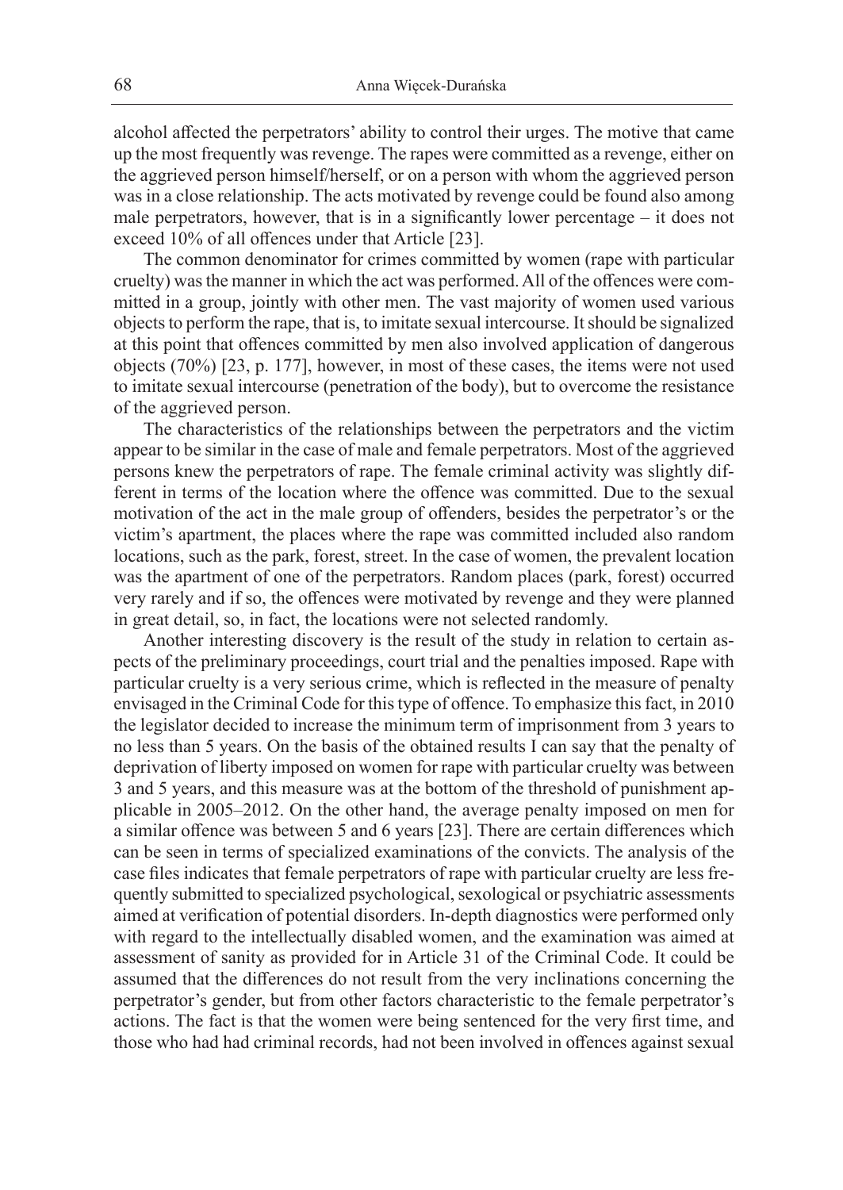alcohol affected the perpetrators' ability to control their urges. The motive that came up the most frequently was revenge. The rapes were committed as a revenge, either on the aggrieved person himself/herself, or on a person with whom the aggrieved person was in a close relationship. The acts motivated by revenge could be found also among male perpetrators, however, that is in a significantly lower percentage – it does not exceed 10% of all offences under that Article [23].

The common denominator for crimes committed by women (rape with particular cruelty) was the manner in which the act was performed. All of the offences were committed in a group, jointly with other men. The vast majority of women used various objects to perform the rape, that is, to imitate sexual intercourse. It should be signalized at this point that offences committed by men also involved application of dangerous objects (70%) [23, p. 177], however, in most of these cases, the items were not used to imitate sexual intercourse (penetration of the body), but to overcome the resistance of the aggrieved person.

The characteristics of the relationships between the perpetrators and the victim appear to be similar in the case of male and female perpetrators. Most of the aggrieved persons knew the perpetrators of rape. The female criminal activity was slightly different in terms of the location where the offence was committed. Due to the sexual motivation of the act in the male group of offenders, besides the perpetrator's or the victim's apartment, the places where the rape was committed included also random locations, such as the park, forest, street. In the case of women, the prevalent location was the apartment of one of the perpetrators. Random places (park, forest) occurred very rarely and if so, the offences were motivated by revenge and they were planned in great detail, so, in fact, the locations were not selected randomly.

Another interesting discovery is the result of the study in relation to certain aspects of the preliminary proceedings, court trial and the penalties imposed. Rape with particular cruelty is a very serious crime, which is reflected in the measure of penalty envisaged in the Criminal Code for this type of offence. To emphasize this fact, in 2010 the legislator decided to increase the minimum term of imprisonment from 3 years to no less than 5 years. On the basis of the obtained results I can say that the penalty of deprivation of liberty imposed on women for rape with particular cruelty was between 3 and 5 years, and this measure was at the bottom of the threshold of punishment applicable in 2005–2012. On the other hand, the average penalty imposed on men for a similar offence was between 5 and 6 years [23]. There are certain differences which can be seen in terms of specialized examinations of the convicts. The analysis of the case files indicates that female perpetrators of rape with particular cruelty are less frequently submitted to specialized psychological, sexological or psychiatric assessments aimed at verification of potential disorders. In-depth diagnostics were performed only with regard to the intellectually disabled women, and the examination was aimed at assessment of sanity as provided for in Article 31 of the Criminal Code. It could be assumed that the differences do not result from the very inclinations concerning the perpetrator's gender, but from other factors characteristic to the female perpetrator's actions. The fact is that the women were being sentenced for the very first time, and those who had had criminal records, had not been involved in offences against sexual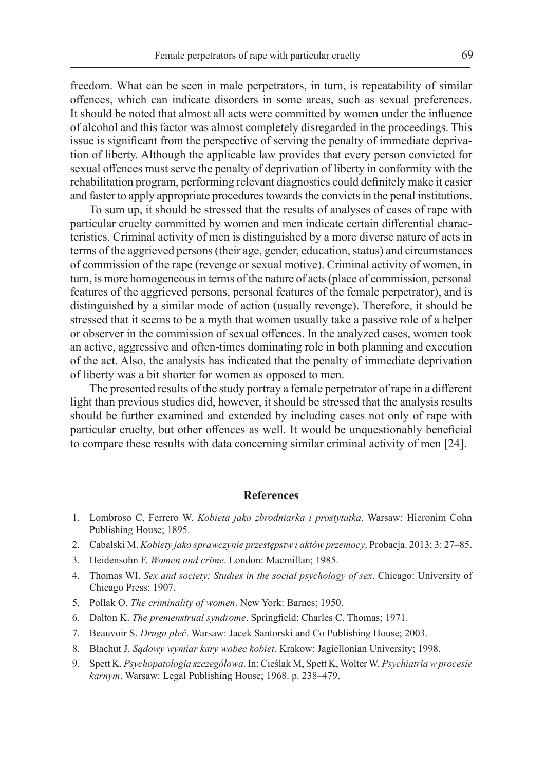freedom. What can be seen in male perpetrators, in turn, is repeatability of similar offences, which can indicate disorders in some areas, such as sexual preferences. It should be noted that almost all acts were committed by women under the influence of alcohol and this factor was almost completely disregarded in the proceedings. This issue is significant from the perspective of serving the penalty of immediate deprivation of liberty. Although the applicable law provides that every person convicted for sexual offences must serve the penalty of deprivation of liberty in conformity with the rehabilitation program, performing relevant diagnostics could definitely make it easier and faster to apply appropriate procedures towards the convicts in the penal institutions.

To sum up, it should be stressed that the results of analyses of cases of rape with particular cruelty committed by women and men indicate certain differential characteristics. Criminal activity of men is distinguished by a more diverse nature of acts in terms of the aggrieved persons (their age, gender, education, status) and circumstances of commission of the rape (revenge or sexual motive). Criminal activity of women, in turn, is more homogeneous in terms of the nature of acts (place of commission, personal features of the aggrieved persons, personal features of the female perpetrator), and is distinguished by a similar mode of action (usually revenge). Therefore, it should be stressed that it seems to be a myth that women usually take a passive role of a helper or observer in the commission of sexual offences. In the analyzed cases, women took an active, aggressive and often-times dominating role in both planning and execution of the act. Also, the analysis has indicated that the penalty of immediate deprivation of liberty was a bit shorter for women as opposed to men.

The presented results of the study portray a female perpetrator of rape in a different light than previous studies did, however, it should be stressed that the analysis results should be further examined and extended by including cases not only of rape with particular cruelty, but other offences as well. It would be unquestionably beneficial to compare these results with data concerning similar criminal activity of men [24].

## References

1. Lombroso C, Ferrero W. *Kobieta jako zbrodniarka i prostytutka*. Warsaw: Hieronim Cohn Publishing House; 1895.
2. Cabalski M. *Kobiety jako sprawczynie przestępstw i aktów przemocy*. Probacja. 2013; 3: 27–85.
3. Heidensohn F. *Women and crime*. London: Macmillan; 1985.
4. Thomas WI. *Sex and society: Studies in the social psychology of sex*. Chicago: University of Chicago Press; 1907.
5. Pollak O. *The criminality of women*. New York: Barnes; 1950.
6. Dalton K. *The premenstrual syndrome*. Springfield: Charles C. Thomas; 1971.
7. Beauvoir S. *Druga płeć*. Warsaw: Jacek Santorski and Co Publishing House; 2003.
8. Błachut J. *Sądowy wymiar kary wobec kobiet*. Krakow: Jagiellonian University; 1998.
9. Spett K. *Psychopatologia szczegółowa*. In: Cieślak M, Spett K, Wolter W. *Psychiatria w procesie karnym*. Warsaw: Legal Publishing House; 1968. p. 238–479.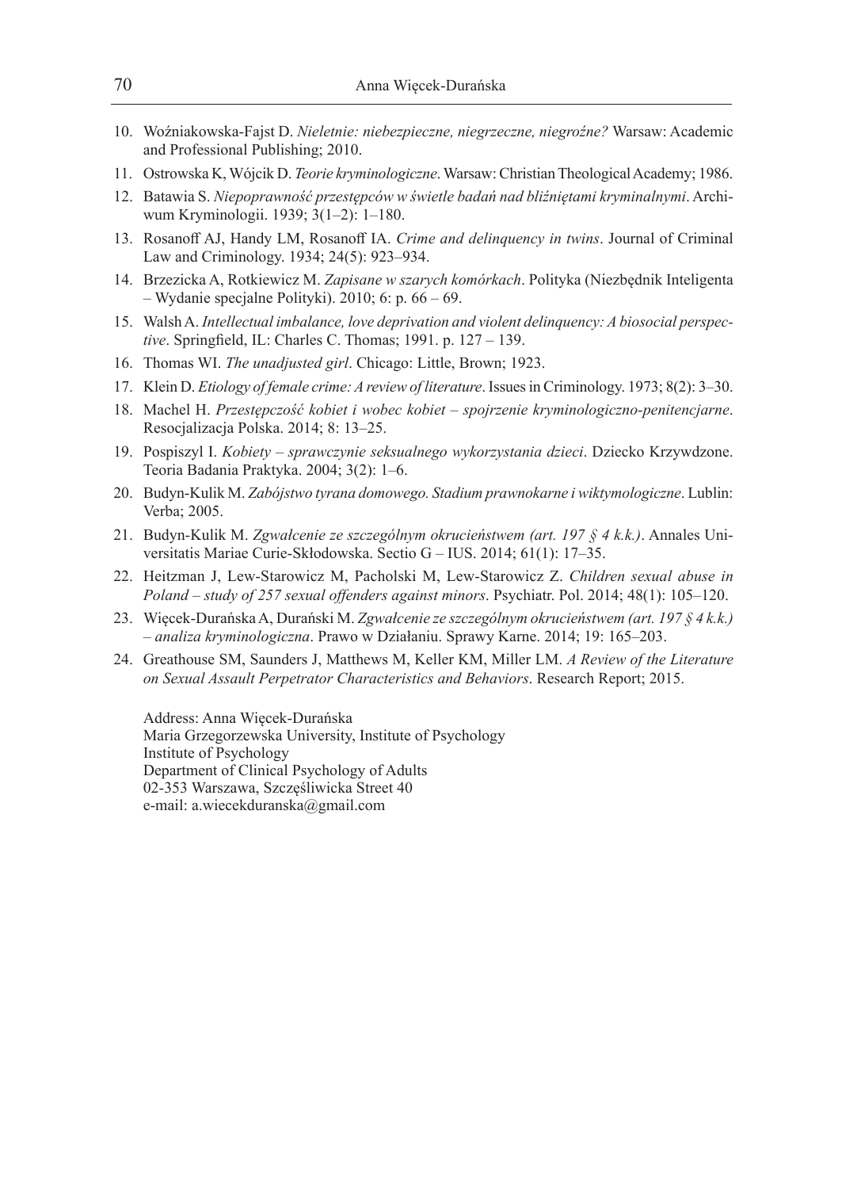10. Woźniakowska-Fajst D. *Nieletnie: niebezpieczne, niegrzeczne, niegroźne?* Warsaw: Academic and Professional Publishing; 2010.
11. Ostrowska K, Wójcik D. *Teorie kryminologiczne*. Warsaw: Christian Theological Academy; 1986.
12. Batawia S. *Niepoprawność przestępców w świetle badań nad bliźniętami kryminalnymi*. Archiwum Kryminologii. 1939; 3(1–2): 1–180.
13. Rosanoff AJ, Handy LM, Rosanoff IA. *Crime and delinquency in twins*. Journal of Criminal Law and Criminology. 1934; 24(5): 923–934.
14. Brzezicka A, Rotkiewicz M. *Zapisane w szarych komórkach*. Polityka (Niezbędnik Inteligenta – Wydanie specjalne Polityki). 2010; 6: p. 66 – 69.
15. Walsh A. *Intellectual imbalance, love deprivation and violent delinquency: A biosocial perspective*. Springfield, IL: Charles C. Thomas; 1991. p. 127 – 139.
16. Thomas WI. *The unadjusted girl*. Chicago: Little, Brown; 1923.
17. Klein D. *Etiology of female crime: A review of literature*. Issues in Criminology. 1973; 8(2): 3–30.
18. Machel H. *Przestępczość kobiet i wobec kobiet – spojrzenie kryminologiczno-penitencjarne*. Resocjalizacja Polska. 2014; 8: 13–25.
19. Pospiszyl I. *Kobiety – sprawczynie seksualnego wykorzystania dzieci*. Dziecko Krzywdzone. Teoria Badania Praktyka. 2004; 3(2): 1–6.
20. Budyn-Kulik M. *Zabójstwo tyrana domowego. Stadium prawnokarne i wiktymologiczne*. Lublin: Verba; 2005.
21. Budyn-Kulik M. *Zgwałcenie ze szczególnym okrucieństwem (art. 197 § 4 k.k.)*. Annales Universitatis Mariae Curie-Skłodowska. Sectio G – IUS. 2014; 61(1): 17–35.
22. Heitzman J, Lew-Starowicz M, Pacholski M, Lew-Starowicz Z. *Children sexual abuse in Poland – study of 257 sexual offenders against minors*. Psychiatr. Pol. 2014; 48(1): 105–120.
23. Więcek-Durańska A, Durański M. *Zgwałcenie ze szczególnym okrucieństwem (art. 197 § 4 k.k.) – analiza kryminologiczna*. Prawo w Działaniu. Sprawy Karne. 2014; 19: 165–203.
24. Greathouse SM, Saunders J, Matthews M, Keller KM, Miller LM. *A Review of the Literature on Sexual Assault Perpetrator Characteristics and Behaviors*. Research Report; 2015.

Address: Anna Więcek-Durańska
Maria Grzegorzewska University, Institute of Psychology
Institute of Psychology
Department of Clinical Psychology of Adults
02-353 Warszawa, Szczęśliwicka Street 40
e-mail: a.wiecekduranska@gmail.com